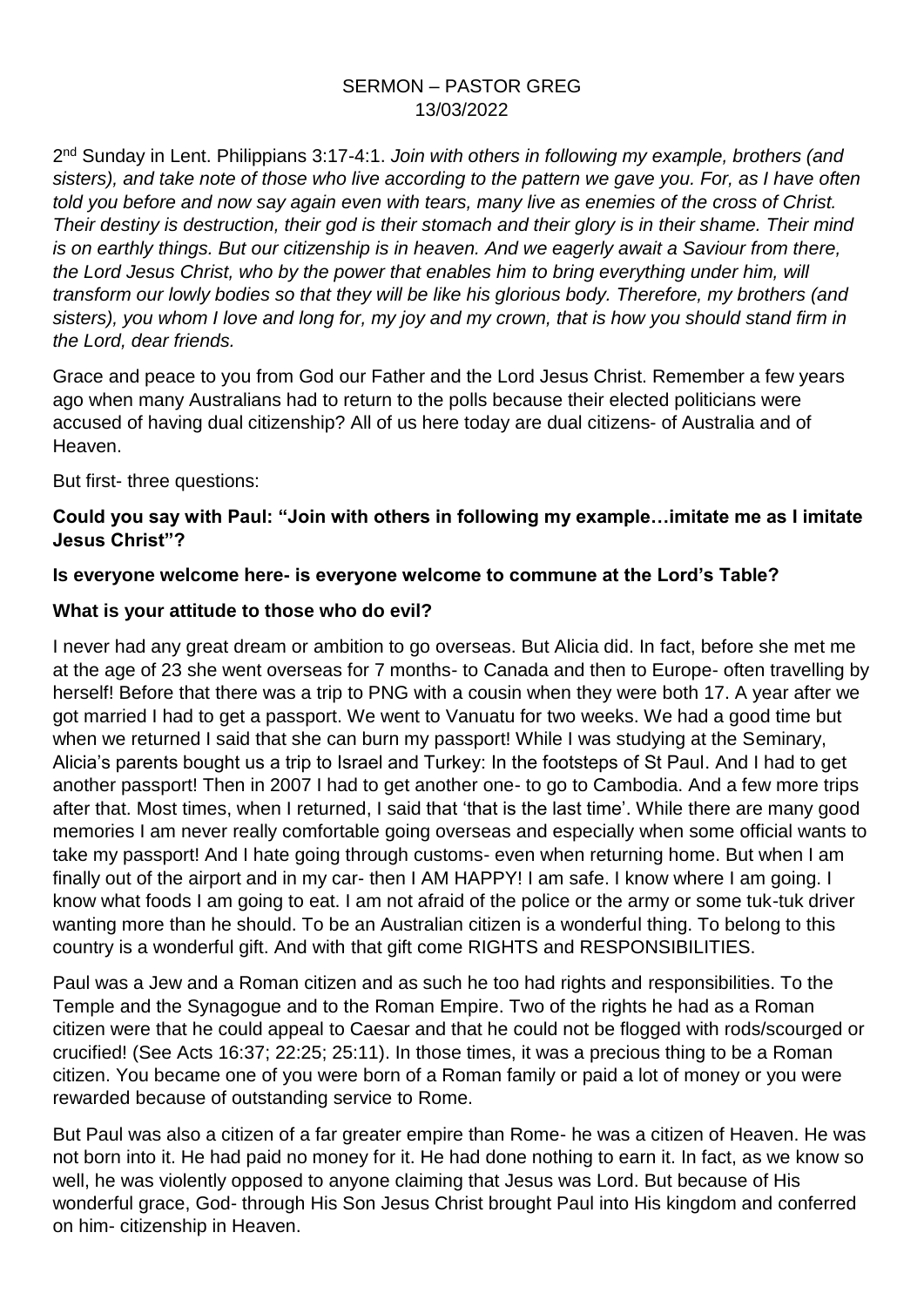SERMON – PASTOR GREG
13/03/2022

2nd Sunday in Lent. Philippians 3:17-4:1. *Join with others in following my example, brothers (and sisters), and take note of those who live according to the pattern we gave you. For, as I have often told you before and now say again even with tears, many live as enemies of the cross of Christ. Their destiny is destruction, their god is their stomach and their glory is in their shame. Their mind is on earthly things. But our citizenship is in heaven. And we eagerly await a Saviour from there, the Lord Jesus Christ, who by the power that enables him to bring everything under him, will transform our lowly bodies so that they will be like his glorious body. Therefore, my brothers (and sisters), you whom I love and long for, my joy and my crown, that is how you should stand firm in the Lord, dear friends.*

Grace and peace to you from God our Father and the Lord Jesus Christ. Remember a few years ago when many Australians had to return to the polls because their elected politicians were accused of having dual citizenship? All of us here today are dual citizens- of Australia and of Heaven.

But first- three questions:

**Could you say with Paul: "Join with others in following my example…imitate me as I imitate Jesus Christ"?**

**Is everyone welcome here- is everyone welcome to commune at the Lord's Table?**

**What is your attitude to those who do evil?**

I never had any great dream or ambition to go overseas. But Alicia did. In fact, before she met me at the age of 23 she went overseas for 7 months- to Canada and then to Europe- often travelling by herself! Before that there was a trip to PNG with a cousin when they were both 17. A year after we got married I had to get a passport. We went to Vanuatu for two weeks. We had a good time but when we returned I said that she can burn my passport! While I was studying at the Seminary, Alicia's parents bought us a trip to Israel and Turkey: In the footsteps of St Paul. And I had to get another passport! Then in 2007 I had to get another one- to go to Cambodia. And a few more trips after that. Most times, when I returned, I said that 'that is the last time'. While there are many good memories I am never really comfortable going overseas and especially when some official wants to take my passport! And I hate going through customs- even when returning home. But when I am finally out of the airport and in my car- then I AM HAPPY! I am safe. I know where I am going. I know what foods I am going to eat. I am not afraid of the police or the army or some tuk-tuk driver wanting more than he should. To be an Australian citizen is a wonderful thing. To belong to this country is a wonderful gift. And with that gift come RIGHTS and RESPONSIBILITIES.

Paul was a Jew and a Roman citizen and as such he too had rights and responsibilities. To the Temple and the Synagogue and to the Roman Empire. Two of the rights he had as a Roman citizen were that he could appeal to Caesar and that he could not be flogged with rods/scourged or crucified! (See Acts 16:37; 22:25; 25:11). In those times, it was a precious thing to be a Roman citizen. You became one of you were born of a Roman family or paid a lot of money or you were rewarded because of outstanding service to Rome.

But Paul was also a citizen of a far greater empire than Rome- he was a citizen of Heaven. He was not born into it. He had paid no money for it. He had done nothing to earn it. In fact, as we know so well, he was violently opposed to anyone claiming that Jesus was Lord. But because of His wonderful grace, God- through His Son Jesus Christ brought Paul into His kingdom and conferred on him- citizenship in Heaven.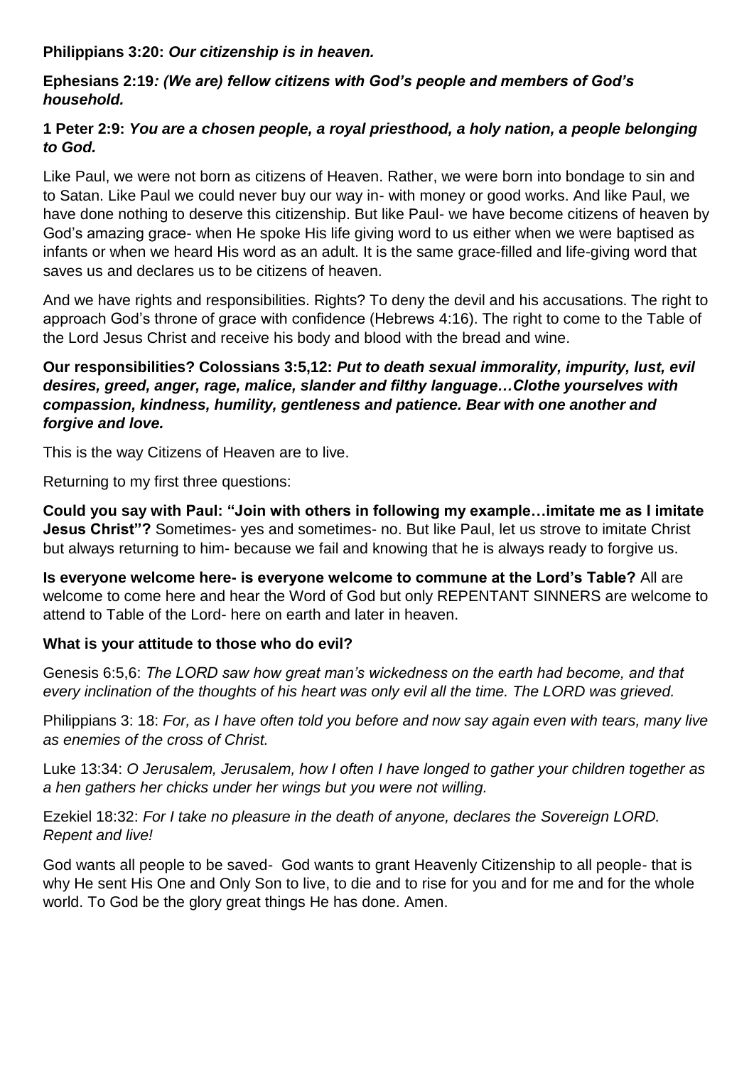**Philippians 3:20:** ***Our citizenship is in heaven.***

**Ephesians 2:19*****: (We are) fellow citizens with God's people and members of God's household.***

**1 Peter 2:9:** ***You are a chosen people, a royal priesthood, a holy nation, a people belonging to God.***

Like Paul, we were not born as citizens of Heaven. Rather, we were born into bondage to sin and to Satan. Like Paul we could never buy our way in- with money or good works. And like Paul, we have done nothing to deserve this citizenship. But like Paul- we have become citizens of heaven by God's amazing grace- when He spoke His life giving word to us either when we were baptised as infants or when we heard His word as an adult. It is the same grace-filled and life-giving word that saves us and declares us to be citizens of heaven.

And we have rights and responsibilities. Rights? To deny the devil and his accusations. The right to approach God's throne of grace with confidence (Hebrews 4:16). The right to come to the Table of the Lord Jesus Christ and receive his body and blood with the bread and wine.

**Our responsibilities? Colossians 3:5,12:** ***Put to death sexual immorality, impurity, lust, evil desires, greed, anger, rage, malice, slander and filthy language…Clothe yourselves with compassion, kindness, humility, gentleness and patience. Bear with one another and forgive and love.***

This is the way Citizens of Heaven are to live.

Returning to my first three questions:

**Could you say with Paul: "Join with others in following my example…imitate me as I imitate Jesus Christ"?** Sometimes- yes and sometimes- no. But like Paul, let us strove to imitate Christ but always returning to him- because we fail and knowing that he is always ready to forgive us.

**Is everyone welcome here- is everyone welcome to commune at the Lord's Table?** All are welcome to come here and hear the Word of God but only REPENTANT SINNERS are welcome to attend to Table of the Lord- here on earth and later in heaven.

**What is your attitude to those who do evil?**

Genesis 6:5,6: *The LORD saw how great man's wickedness on the earth had become, and that every inclination of the thoughts of his heart was only evil all the time. The LORD was grieved.*

Philippians 3: 18: *For, as I have often told you before and now say again even with tears, many live as enemies of the cross of Christ.*

Luke 13:34: *O Jerusalem, Jerusalem, how I often I have longed to gather your children together as a hen gathers her chicks under her wings but you were not willing.*

Ezekiel 18:32: *For I take no pleasure in the death of anyone, declares the Sovereign LORD. Repent and live!*

God wants all people to be saved- God wants to grant Heavenly Citizenship to all people- that is why He sent His One and Only Son to live, to die and to rise for you and for me and for the whole world. To God be the glory great things He has done. Amen.